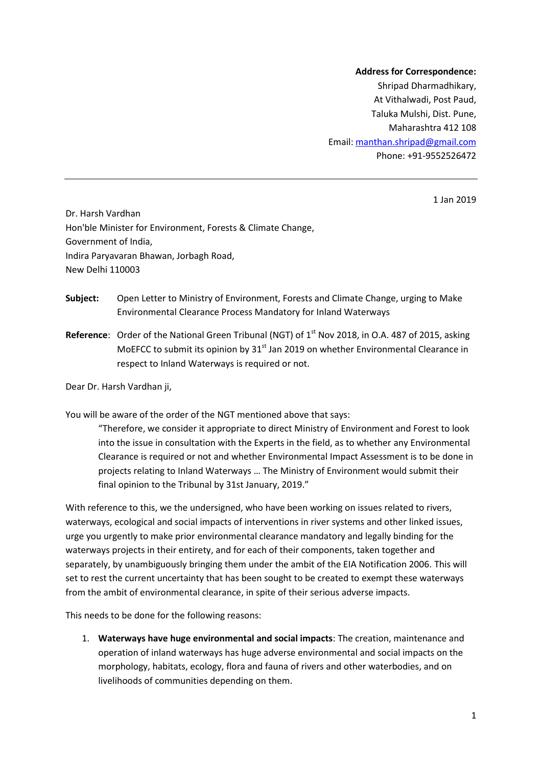**Address for Correspondence:**
Shripad Dharmadhikary,
At Vithalwadi, Post Paud,
Taluka Mulshi, Dist. Pune,
Maharashtra 412 108
Email: [manthan.shripad@gmail.com](mailto:manthan.shripad@gmail.com)
Phone: +91-9552526472

---

1 Jan 2019

Dr. Harsh Vardhan
Hon'ble Minister for Environment, Forests & Climate Change,
Government of India,
Indira Paryavaran Bhawan, Jorbagh Road,
New Delhi 110003

**Subject:** Open Letter to Ministry of Environment, Forests and Climate Change, urging to Make Environmental Clearance Process Mandatory for Inland Waterways

**Reference**: Order of the National Green Tribunal (NGT) of 1st Nov 2018, in O.A. 487 of 2015, asking MoEFCC to submit its opinion by 31st Jan 2019 on whether Environmental Clearance in respect to Inland Waterways is required or not.

Dear Dr. Harsh Vardhan ji,

You will be aware of the order of the NGT mentioned above that says:

> "Therefore, we consider it appropriate to direct Ministry of Environment and Forest to look into the issue in consultation with the Experts in the field, as to whether any Environmental Clearance is required or not and whether Environmental Impact Assessment is to be done in projects relating to Inland Waterways … The Ministry of Environment would submit their final opinion to the Tribunal by 31st January, 2019."

With reference to this, we the undersigned, who have been working on issues related to rivers, waterways, ecological and social impacts of interventions in river systems and other linked issues, urge you urgently to make prior environmental clearance mandatory and legally binding for the waterways projects in their entirety, and for each of their components, taken together and separately, by unambiguously bringing them under the ambit of the EIA Notification 2006. This will set to rest the current uncertainty that has been sought to be created to exempt these waterways from the ambit of environmental clearance, in spite of their serious adverse impacts.

This needs to be done for the following reasons:

1. **Waterways have huge environmental and social impacts**: The creation, maintenance and operation of inland waterways has huge adverse environmental and social impacts on the morphology, habitats, ecology, flora and fauna of rivers and other waterbodies, and on livelihoods of communities depending on them.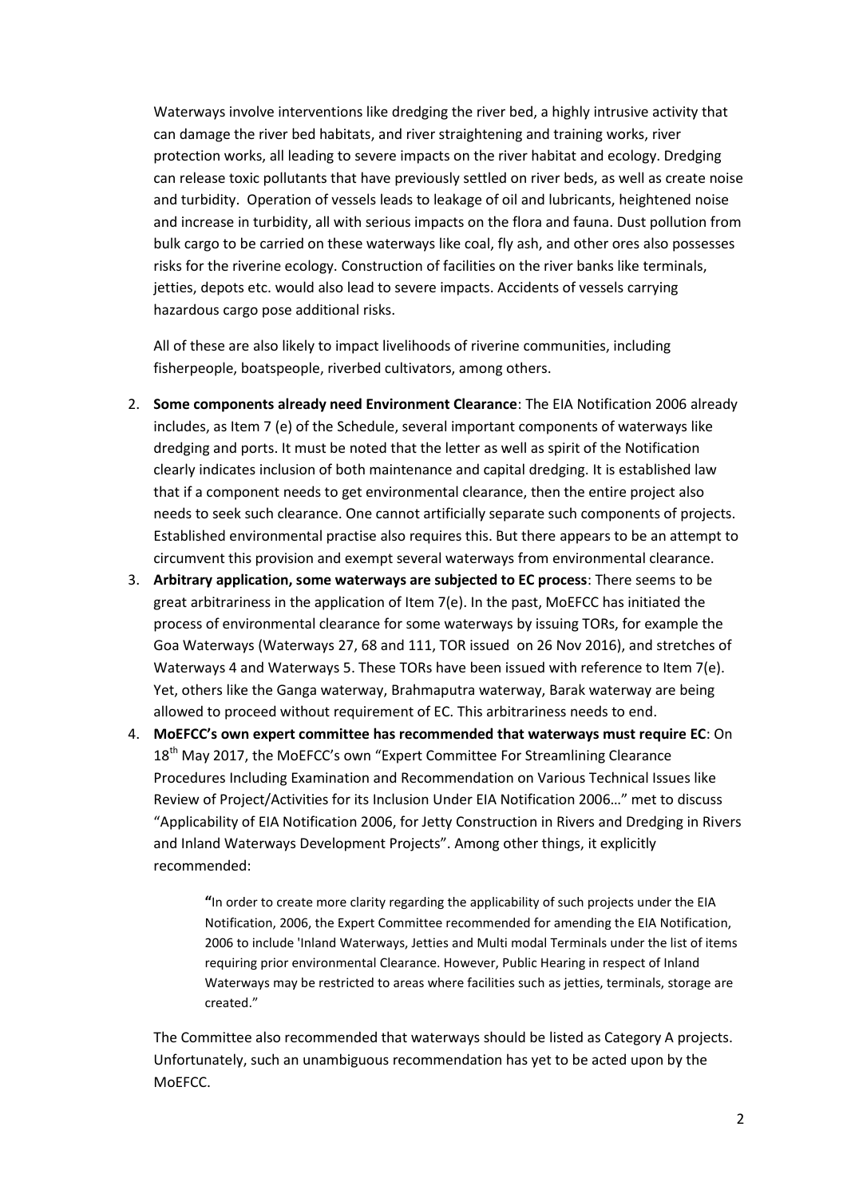Waterways involve interventions like dredging the river bed, a highly intrusive activity that can damage the river bed habitats, and river straightening and training works, river protection works, all leading to severe impacts on the river habitat and ecology. Dredging can release toxic pollutants that have previously settled on river beds, as well as create noise and turbidity. Operation of vessels leads to leakage of oil and lubricants, heightened noise and increase in turbidity, all with serious impacts on the flora and fauna. Dust pollution from bulk cargo to be carried on these waterways like coal, fly ash, and other ores also possesses risks for the riverine ecology. Construction of facilities on the river banks like terminals, jetties, depots etc. would also lead to severe impacts. Accidents of vessels carrying hazardous cargo pose additional risks.

All of these are also likely to impact livelihoods of riverine communities, including fisherpeople, boatspeople, riverbed cultivators, among others.

2. **Some components already need Environment Clearance**: The EIA Notification 2006 already includes, as Item 7 (e) of the Schedule, several important components of waterways like dredging and ports. It must be noted that the letter as well as spirit of the Notification clearly indicates inclusion of both maintenance and capital dredging. It is established law that if a component needs to get environmental clearance, then the entire project also needs to seek such clearance. One cannot artificially separate such components of projects. Established environmental practise also requires this. But there appears to be an attempt to circumvent this provision and exempt several waterways from environmental clearance.
3. **Arbitrary application, some waterways are subjected to EC process**: There seems to be great arbitrariness in the application of Item 7(e). In the past, MoEFCC has initiated the process of environmental clearance for some waterways by issuing TORs, for example the Goa Waterways (Waterways 27, 68 and 111, TOR issued on 26 Nov 2016), and stretches of Waterways 4 and Waterways 5. These TORs have been issued with reference to Item 7(e). Yet, others like the Ganga waterway, Brahmaputra waterway, Barak waterway are being allowed to proceed without requirement of EC. This arbitrariness needs to end.
4. **MoEFCC's own expert committee has recommended that waterways must require EC**: On 18th May 2017, the MoEFCC's own "Expert Committee For Streamlining Clearance Procedures Including Examination and Recommendation on Various Technical Issues like Review of Project/Activities for its Inclusion Under EIA Notification 2006…" met to discuss "Applicability of EIA Notification 2006, for Jetty Construction in Rivers and Dredging in Rivers and Inland Waterways Development Projects". Among other things, it explicitly recommended:

   > **"**In order to create more clarity regarding the applicability of such projects under the EIA Notification, 2006, the Expert Committee recommended for amending the EIA Notification, 2006 to include 'Inland Waterways, Jetties and Multi modal Terminals under the list of items requiring prior environmental Clearance. However, Public Hearing in respect of Inland Waterways may be restricted to areas where facilities such as jetties, terminals, storage are created."

   The Committee also recommended that waterways should be listed as Category A projects. Unfortunately, such an unambiguous recommendation has yet to be acted upon by the MoEFCC.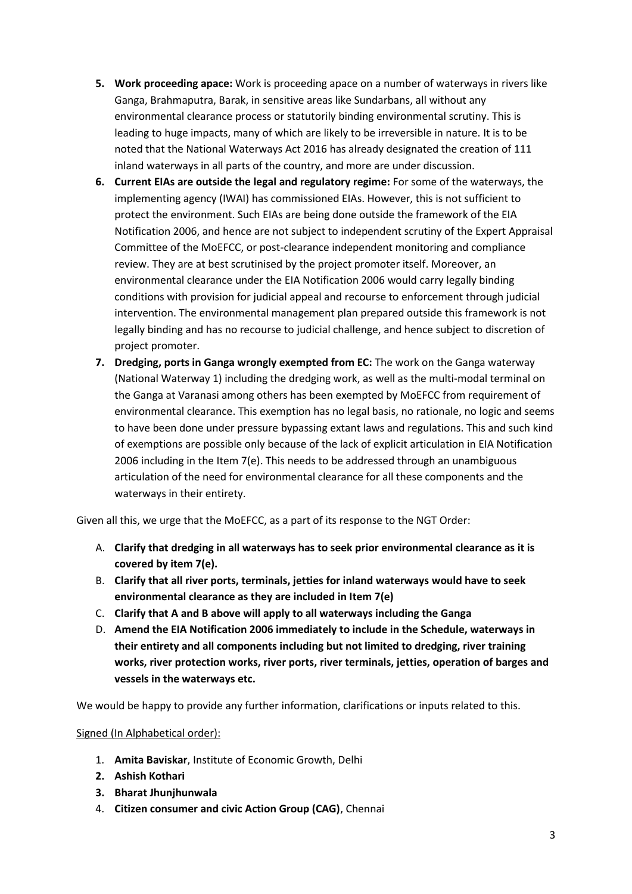5. **Work proceeding apace:** Work is proceeding apace on a number of waterways in rivers like Ganga, Brahmaputra, Barak, in sensitive areas like Sundarbans, all without any environmental clearance process or statutorily binding environmental scrutiny. This is leading to huge impacts, many of which are likely to be irreversible in nature. It is to be noted that the National Waterways Act 2016 has already designated the creation of 111 inland waterways in all parts of the country, and more are under discussion.
6. **Current EIAs are outside the legal and regulatory regime:** For some of the waterways, the implementing agency (IWAI) has commissioned EIAs. However, this is not sufficient to protect the environment. Such EIAs are being done outside the framework of the EIA Notification 2006, and hence are not subject to independent scrutiny of the Expert Appraisal Committee of the MoEFCC, or post-clearance independent monitoring and compliance review. They are at best scrutinised by the project promoter itself. Moreover, an environmental clearance under the EIA Notification 2006 would carry legally binding conditions with provision for judicial appeal and recourse to enforcement through judicial intervention. The environmental management plan prepared outside this framework is not legally binding and has no recourse to judicial challenge, and hence subject to discretion of project promoter.
7. **Dredging, ports in Ganga wrongly exempted from EC:** The work on the Ganga waterway (National Waterway 1) including the dredging work, as well as the multi-modal terminal on the Ganga at Varanasi among others has been exempted by MoEFCC from requirement of environmental clearance. This exemption has no legal basis, no rationale, no logic and seems to have been done under pressure bypassing extant laws and regulations. This and such kind of exemptions are possible only because of the lack of explicit articulation in EIA Notification 2006 including in the Item 7(e). This needs to be addressed through an unambiguous articulation of the need for environmental clearance for all these components and the waterways in their entirety.

Given all this, we urge that the MoEFCC, as a part of its response to the NGT Order:

A. **Clarify that dredging in all waterways has to seek prior environmental clearance as it is covered by item 7(e).**
B. **Clarify that all river ports, terminals, jetties for inland waterways would have to seek environmental clearance as they are included in Item 7(e)**
C. **Clarify that A and B above will apply to all waterways including the Ganga**
D. **Amend the EIA Notification 2006 immediately to include in the Schedule, waterways in their entirety and all components including but not limited to dredging, river training works, river protection works, river ports, river terminals, jetties, operation of barges and vessels in the waterways etc.**

We would be happy to provide any further information, clarifications or inputs related to this.

Signed (In Alphabetical order):

1. **Amita Baviskar**, Institute of Economic Growth, Delhi
2. **Ashish Kothari**
3. **Bharat Jhunjhunwala**
4. **Citizen consumer and civic Action Group (CAG)**, Chennai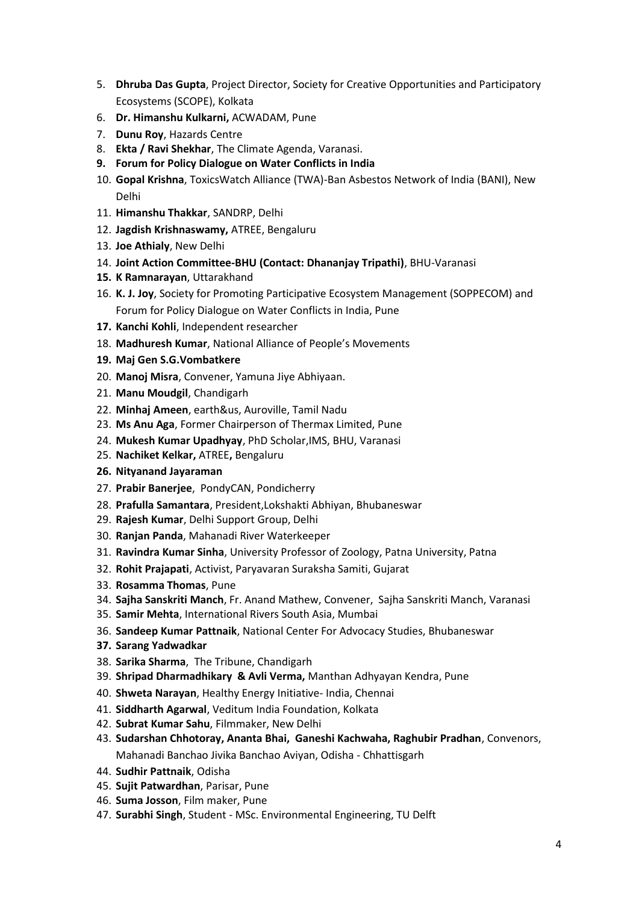5. **Dhruba Das Gupta**, Project Director, Society for Creative Opportunities and Participatory Ecosystems (SCOPE), Kolkata
6. **Dr. Himanshu Kulkarni,** ACWADAM, Pune
7. **Dunu Roy**, Hazards Centre
8. **Ekta / Ravi Shekhar**, The Climate Agenda, Varanasi.
9. **Forum for Policy Dialogue on Water Conflicts in India**
10. **Gopal Krishna**, ToxicsWatch Alliance (TWA)-Ban Asbestos Network of India (BANI), New Delhi
11. **Himanshu Thakkar**, SANDRP, Delhi
12. **Jagdish Krishnaswamy,** ATREE, Bengaluru
13. **Joe Athialy**, New Delhi
14. **Joint Action Committee-BHU (Contact: Dhananjay Tripathi)**, BHU-Varanasi
15. **K Ramnarayan**, Uttarakhand
16. **K. J. Joy**, Society for Promoting Participative Ecosystem Management (SOPPECOM) and Forum for Policy Dialogue on Water Conflicts in India, Pune
17. **Kanchi Kohli**, Independent researcher
18. **Madhuresh Kumar**, National Alliance of People's Movements
19. **Maj Gen S.G.Vombatkere**
20. **Manoj Misra**, Convener, Yamuna Jiye Abhiyaan.
21. **Manu Moudgil**, Chandigarh
22. **Minhaj Ameen**, earth&us, Auroville, Tamil Nadu
23. **Ms Anu Aga**, Former Chairperson of Thermax Limited, Pune
24. **Mukesh Kumar Upadhyay**, PhD Scholar,IMS, BHU, Varanasi
25. **Nachiket Kelkar,** ATREE**,** Bengaluru
26. **Nityanand Jayaraman**
27. **Prabir Banerjee**, PondyCAN, Pondicherry
28. **Prafulla Samantara**, President,Lokshakti Abhiyan, Bhubaneswar
29. **Rajesh Kumar**, Delhi Support Group, Delhi
30. **Ranjan Panda**, Mahanadi River Waterkeeper
31. **Ravindra Kumar Sinha**, University Professor of Zoology, Patna University, Patna
32. **Rohit Prajapati**, Activist, Paryavaran Suraksha Samiti, Gujarat
33. **Rosamma Thomas**, Pune
34. **Sajha Sanskriti Manch**, Fr. Anand Mathew, Convener, Sajha Sanskriti Manch, Varanasi
35. **Samir Mehta**, International Rivers South Asia, Mumbai
36. **Sandeep Kumar Pattnaik**, National Center For Advocacy Studies, Bhubaneswar
37. **Sarang Yadwadkar**
38. **Sarika Sharma**, The Tribune, Chandigarh
39. **Shripad Dharmadhikary & Avli Verma,** Manthan Adhyayan Kendra, Pune
40. **Shweta Narayan**, Healthy Energy Initiative- India, Chennai
41. **Siddharth Agarwal**, Veditum India Foundation, Kolkata
42. **Subrat Kumar Sahu**, Filmmaker, New Delhi
43. **Sudarshan Chhotoray, Ananta Bhai, Ganeshi Kachwaha, Raghubir Pradhan**, Convenors, Mahanadi Banchao Jivika Banchao Aviyan, Odisha - Chhattisgarh
44. **Sudhir Pattnaik**, Odisha
45. **Sujit Patwardhan**, Parisar, Pune
46. **Suma Josson**, Film maker, Pune
47. **Surabhi Singh**, Student - MSc. Environmental Engineering, TU Delft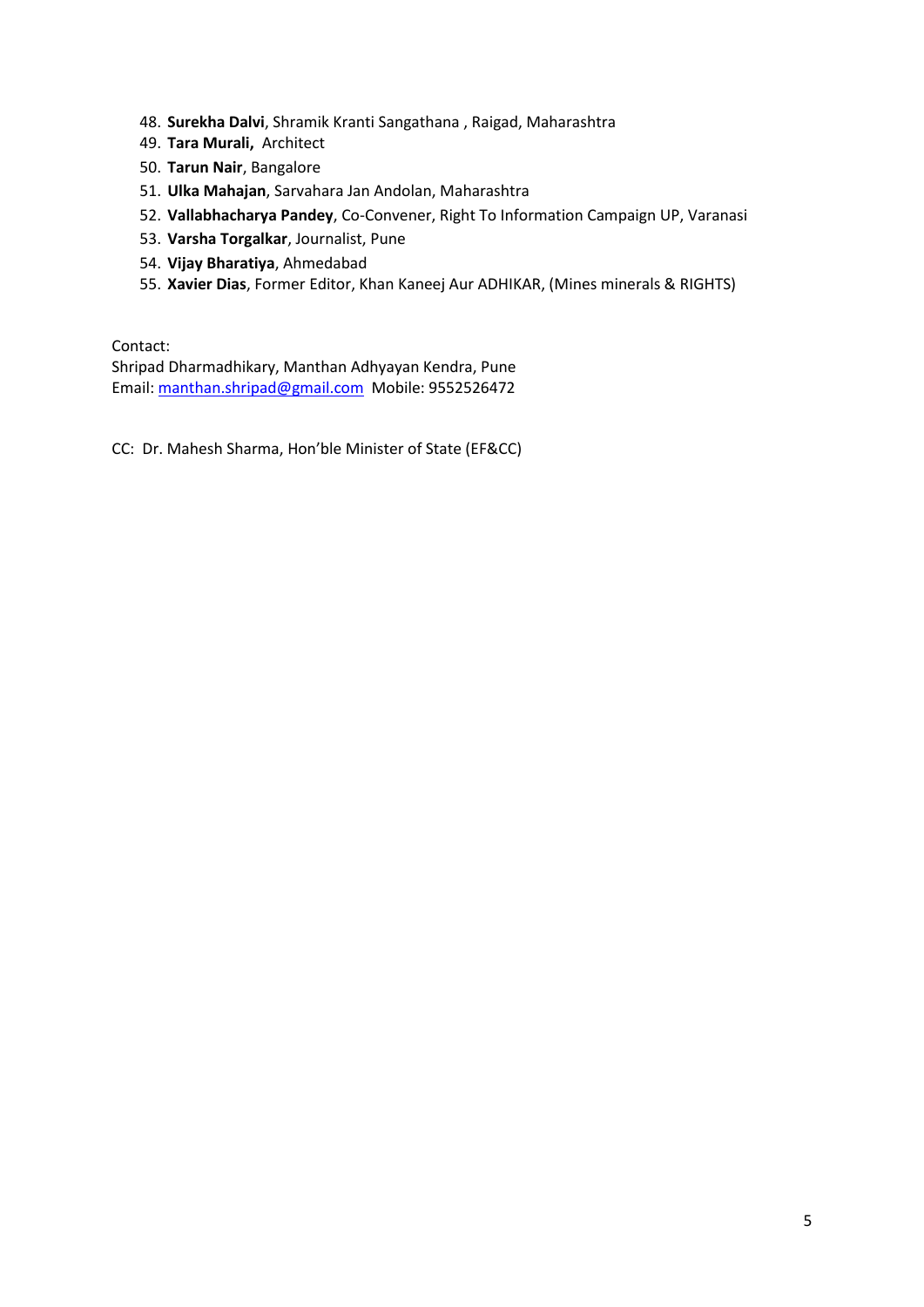48. **Surekha Dalvi**, Shramik Kranti Sangathana , Raigad, Maharashtra
49. **Tara Murali,** Architect
50. **Tarun Nair**, Bangalore
51. **Ulka Mahajan**, Sarvahara Jan Andolan, Maharashtra
52. **Vallabhacharya Pandey**, Co-Convener, Right To Information Campaign UP, Varanasi
53. **Varsha Torgalkar**, Journalist, Pune
54. **Vijay Bharatiya**, Ahmedabad
55. **Xavier Dias**, Former Editor, Khan Kaneej Aur ADHIKAR, (Mines minerals & RIGHTS)

Contact:
Shripad Dharmadhikary, Manthan Adhyayan Kendra, Pune
Email: manthan.shripad@gmail.com Mobile: 9552526472

CC: Dr. Mahesh Sharma, Hon'ble Minister of State (EF&CC)